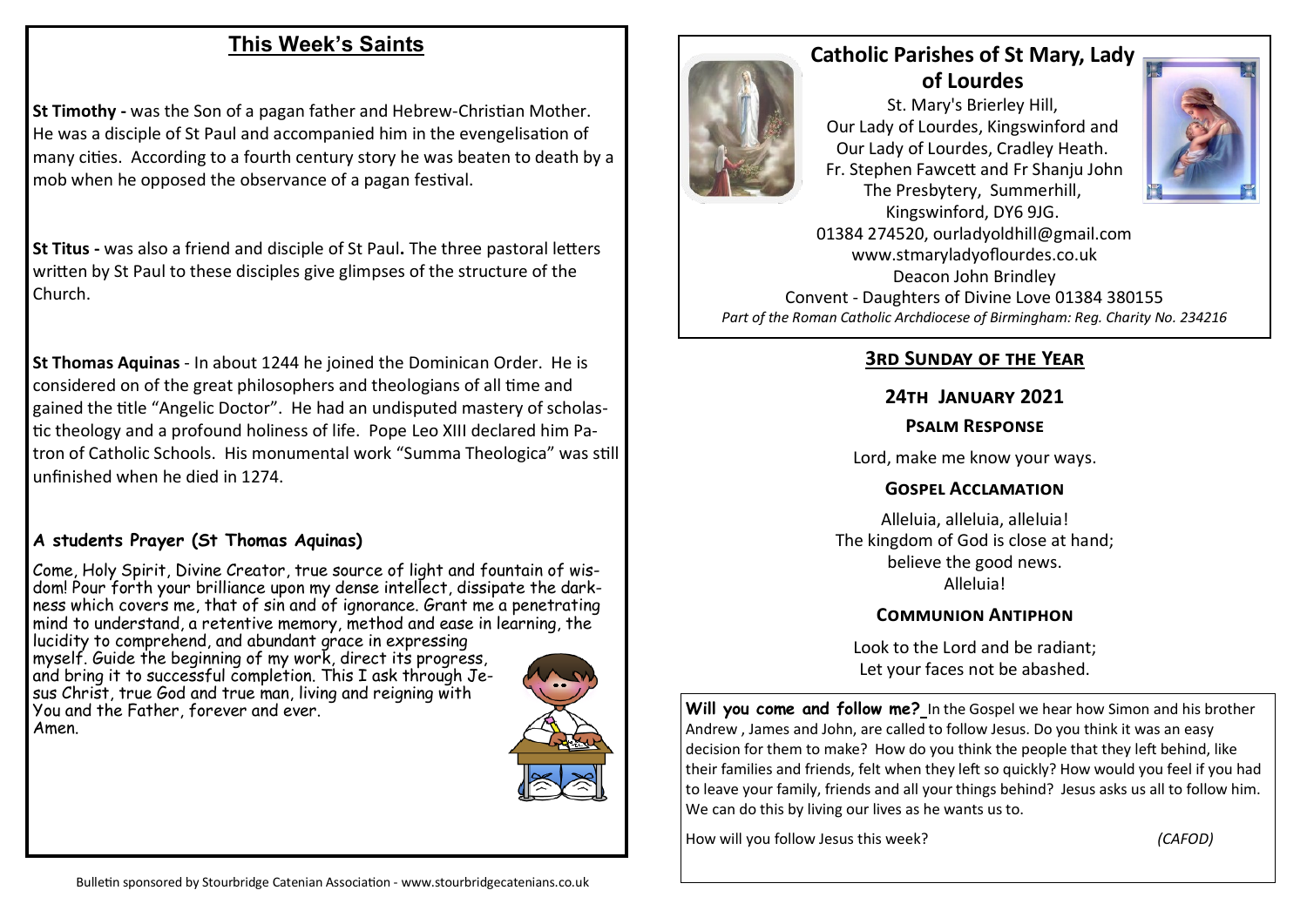## This Week's Saints

**St Timothy -** was the Son of a pagan father and Hebrew-Christian Mother. He was a disciple of St Paul and accompanied him in the evengelisation of many cities. According to a fourth century story he was beaten to death by a mob when he opposed the observance of a pagan festival.

**St Titus -** was also a friend and disciple of St Paul**.** The three pastoral letters written by St Paul to these disciples give glimpses of the structure of the Church.

**St Thomas Aquinas** - In about 1244 he joined the Dominican Order. He is considered on of the great philosophers and theologians of all time and gained the title "Angelic Doctor". He had an undisputed mastery of scholastic theology and a profound holiness of life. Pope Leo XIII declared him Patron of Catholic Schools. His monumental work "Summa Theologica" was still unfinished when he died in 1274.

### A students Prayer (St Thomas Aquinas)

Come, Holy Spirit, Divine Creator, true source of light and fountain of wisdom! Pour forth your brilliance upon my dense intellect, dissipate the darkness which covers me, that of sin and of ignorance. Grant me a penetrating mind to understand, a retentive memory, method and ease in learning, the lucidity to comprehend, and abundant grace in expressing myself. Guide the beginning of my work, direct its progress, and bring it to successful completion. This I ask through Jesus Christ, true God and true man, living and reigning with You and the Father, forever and ever.
Amen.

Bulletin sponsored by Stourbridge Catenian Association - www.stourbridgecatenians.co.uk

# Catholic Parishes of St Mary, Lady of Lourdes

St. Mary's Brierley Hill,
Our Lady of Lourdes, Kingswinford and
Our Lady of Lourdes, Cradley Heath.
Fr. Stephen Fawcett and Fr Shanju John
The Presbytery, Summerhill,
Kingswinford, DY6 9JG.
01384 274520, ourladyoldhill@gmail.com
www.stmaryladyoflourdes.co.uk
Deacon John Brindley
Convent - Daughters of Divine Love 01384 380155
*Part of the Roman Catholic Archdiocese of Birmingham: Reg. Charity No. 234216*

## 3rd Sunday of the Year

### 24th January 2021

### Psalm Response

Lord, make me know your ways.

### Gospel Acclamation

Alleluia, alleluia, alleluia!
The kingdom of God is close at hand;
believe the good news.
Alleluia!

### Communion Antiphon

Look to the Lord and be radiant;
Let your faces not be abashed.

**Will you come and follow me?** In the Gospel we hear how Simon and his brother Andrew , James and John, are called to follow Jesus. Do you think it was an easy decision for them to make? How do you think the people that they left behind, like their families and friends, felt when they left so quickly? How would you feel if you had to leave your family, friends and all your things behind? Jesus asks us all to follow him. We can do this by living our lives as he wants us to.

How will you follow Jesus this week? *(CAFOD)*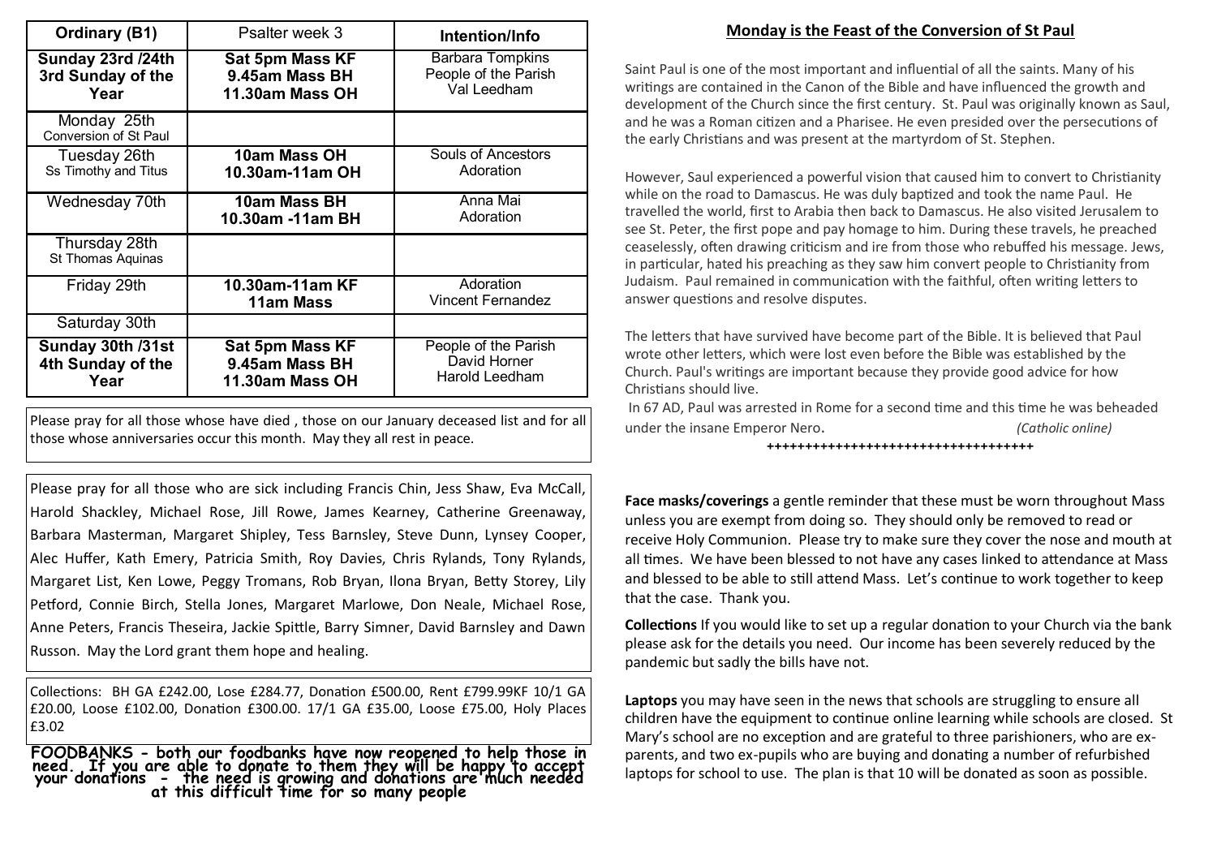| Ordinary (B1) | Psalter week 3 | Intention/Info |
|---|---|---|
| **Sunday 23rd /24th 3rd Sunday of the Year** | **Sat 5pm Mass KF 9.45am Mass BH 11.30am Mass OH** | Barbara Tompkins People of the Parish Val Leedham |
| Monday 25th Conversion of St Paul | | |
| Tuesday 26th Ss Timothy and Titus | **10am Mass OH 10.30am-11am OH** | Souls of Ancestors Adoration |
| Wednesday 70th | **10am Mass BH 10.30am -11am BH** | Anna Mai Adoration |
| Thursday 28th St Thomas Aquinas | | |
| Friday 29th | **10.30am-11am KF 11am Mass** | Adoration Vincent Fernandez |
| Saturday 30th | | |
| **Sunday 30th /31st 4th Sunday of the Year** | **Sat 5pm Mass KF 9.45am Mass BH 11.30am Mass OH** | People of the Parish David Horner Harold Leedham |

Please pray for all those whose have died , those on our January deceased list and for all those whose anniversaries occur this month. May they all rest in peace.

Please pray for all those who are sick including Francis Chin, Jess Shaw, Eva McCall, Harold Shackley, Michael Rose, Jill Rowe, James Kearney, Catherine Greenaway, Barbara Masterman, Margaret Shipley, Tess Barnsley, Steve Dunn, Lynsey Cooper, Alec Huffer, Kath Emery, Patricia Smith, Roy Davies, Chris Rylands, Tony Rylands, Margaret List, Ken Lowe, Peggy Tromans, Rob Bryan, Ilona Bryan, Betty Storey, Lily Petford, Connie Birch, Stella Jones, Margaret Marlowe, Don Neale, Michael Rose, Anne Peters, Francis Theseira, Jackie Spittle, Barry Simner, David Barnsley and Dawn Russon. May the Lord grant them hope and healing.

Collections: BH GA £242.00, Lose £284.77, Donation £500.00, Rent £799.99KF 10/1 GA £20.00, Loose £102.00, Donation £300.00. 17/1 GA £35.00, Loose £75.00, Holy Places £3.02

**FOODBANKS - both our foodbanks have now reopened to help those in need. If you are able to donate to them they will be happy to accept your donations - the need is growing and donations are much needed at this difficult time for so many people**

## Monday is the Feast of the Conversion of St Paul

Saint Paul is one of the most important and influential of all the saints. Many of his writings are contained in the Canon of the Bible and have influenced the growth and development of the Church since the first century. St. Paul was originally known as Saul, and he was a Roman citizen and a Pharisee. He even presided over the persecutions of the early Christians and was present at the martyrdom of St. Stephen.

However, Saul experienced a powerful vision that caused him to convert to Christianity while on the road to Damascus. He was duly baptized and took the name Paul. He travelled the world, first to Arabia then back to Damascus. He also visited Jerusalem to see St. Peter, the first pope and pay homage to him. During these travels, he preached ceaselessly, often drawing criticism and ire from those who rebuffed his message. Jews, in particular, hated his preaching as they saw him convert people to Christianity from Judaism. Paul remained in communication with the faithful, often writing letters to answer questions and resolve disputes.

The letters that have survived have become part of the Bible. It is believed that Paul wrote other letters, which were lost even before the Bible was established by the Church. Paul's writings are important because they provide good advice for how Christians should live.

In 67 AD, Paul was arrested in Rome for a second time and this time he was beheaded under the insane Emperor Nero. *(Catholic online)*

+++++++++++++++++++++++++++++++++++++

**Face masks/coverings** a gentle reminder that these must be worn throughout Mass unless you are exempt from doing so. They should only be removed to read or receive Holy Communion. Please try to make sure they cover the nose and mouth at all times. We have been blessed to not have any cases linked to attendance at Mass and blessed to be able to still attend Mass. Let's continue to work together to keep that the case. Thank you.

**Collections** If you would like to set up a regular donation to your Church via the bank please ask for the details you need. Our income has been severely reduced by the pandemic but sadly the bills have not.

**Laptops** you may have seen in the news that schools are struggling to ensure all children have the equipment to continue online learning while schools are closed. St Mary's school are no exception and are grateful to three parishioners, who are ex-parents, and two ex-pupils who are buying and donating a number of refurbished laptops for school to use. The plan is that 10 will be donated as soon as possible.